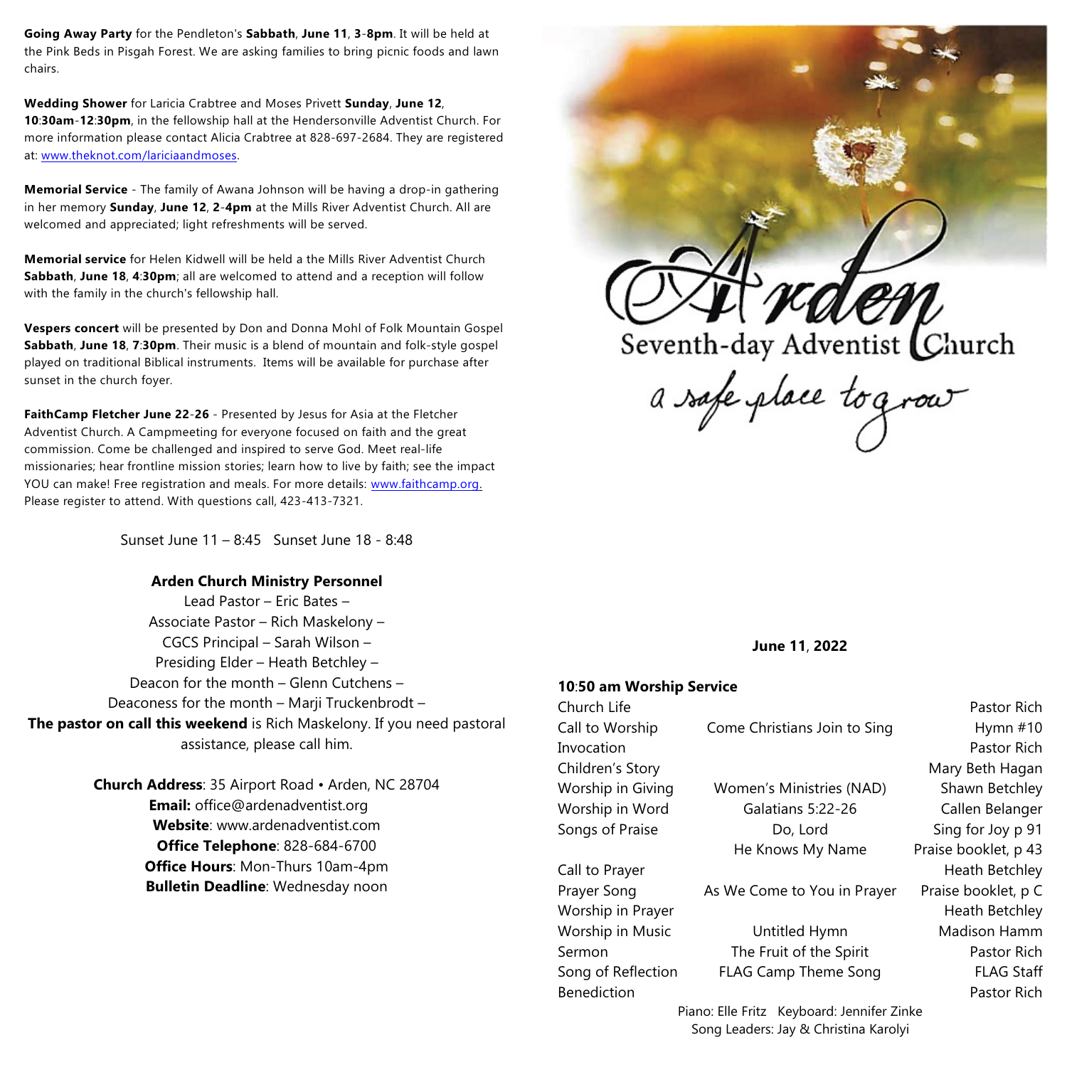**Going Away Party** for the Pendleton's **Sabbath**, **June 11**, **3**-**8pm**. It will be held at the Pink Beds in Pisgah Forest. We are asking families to bring picnic foods and lawn chairs.

**Wedding Shower** for Laricia Crabtree and Moses Privett **Sunday**, **June 12**, **10**:**30am**-**12**:**30pm**, in the fellowship hall at the Hendersonville Adventist Church. For more information please contact Alicia Crabtree at 828-697-2684. They are registered at: www.theknot.com/lariciaandmoses.

**Memorial Service** - The family of Awana Johnson will be having a drop-in gathering in her memory **Sunday**, **June 12**, **2**-**4pm** at the Mills River Adventist Church. All are welcomed and appreciated; light refreshments will be served.

**Memorial service** for Helen Kidwell will be held a the Mills River Adventist Church **Sabbath**, **June 18**, **4**:**30pm**; all are welcomed to attend and a reception will follow with the family in the church's fellowship hall.

**Vespers concert** will be presented by Don and Donna Mohl of Folk Mountain Gospel **Sabbath**, **June 18**, **7**:**30pm**. Their music is a blend of mountain and folk-style gospel played on traditional Biblical instruments. Items will be available for purchase after sunset in the church foyer.

**FaithCamp Fletcher June 22**-**26** - Presented by Jesus for Asia at the Fletcher Adventist Church. A Campmeeting for everyone focused on faith and the great commission. Come be challenged and inspired to serve God. Meet real-life missionaries; hear frontline mission stories; learn how to live by faith; see the impact YOU can make! Free registration and meals. For more details: www.faithcamp.org. Please register to attend. With questions call, 423-413-7321.

Sunset June 11 – 8:45 Sunset June 18 - 8:48

**Arden Church Ministry Personnel**

Lead Pastor – Eric Bates –
Associate Pastor – Rich Maskelony –
CGCS Principal – Sarah Wilson –
Presiding Elder – Heath Betchley –
Deacon for the month – Glenn Cutchens –
Deaconess for the month – Marji Truckenbrodt –
**The pastor on call this weekend** is Rich Maskelony. If you need pastoral assistance, please call him.

**Church Address**: 35 Airport Road • Arden, NC 28704
**Email:** office@ardenadventist.org
**Website**: www.ardenadventist.com
**Office Telephone**: 828-684-6700
**Office Hours**: Mon-Thurs 10am-4pm
**Bulletin Deadline**: Wednesday noon

# Arden Seventh-day Adventist Church

*a safe place to grow*

**June 11**, **2022**

**10**:**50 am Worship Service**

| | | |
|---|---|---|
| Church Life | | Pastor Rich |
| Call to Worship | Come Christians Join to Sing | Hymn #10 |
| Invocation | | Pastor Rich |
| Children's Story | | Mary Beth Hagan |
| Worship in Giving | Women's Ministries (NAD) | Shawn Betchley |
| Worship in Word | Galatians 5:22-26 | Callen Belanger |
| Songs of Praise | Do, Lord | Sing for Joy p 91 |
| | He Knows My Name | Praise booklet, p 43 |
| Call to Prayer | | Heath Betchley |
| Prayer Song | As We Come to You in Prayer | Praise booklet, p C |
| Worship in Prayer | | Heath Betchley |
| Worship in Music | Untitled Hymn | Madison Hamm |
| Sermon | The Fruit of the Spirit | Pastor Rich |
| Song of Reflection | FLAG Camp Theme Song | FLAG Staff |
| Benediction | | Pastor Rich |

Piano: Elle Fritz Keyboard: Jennifer Zinke
Song Leaders: Jay & Christina Karolyi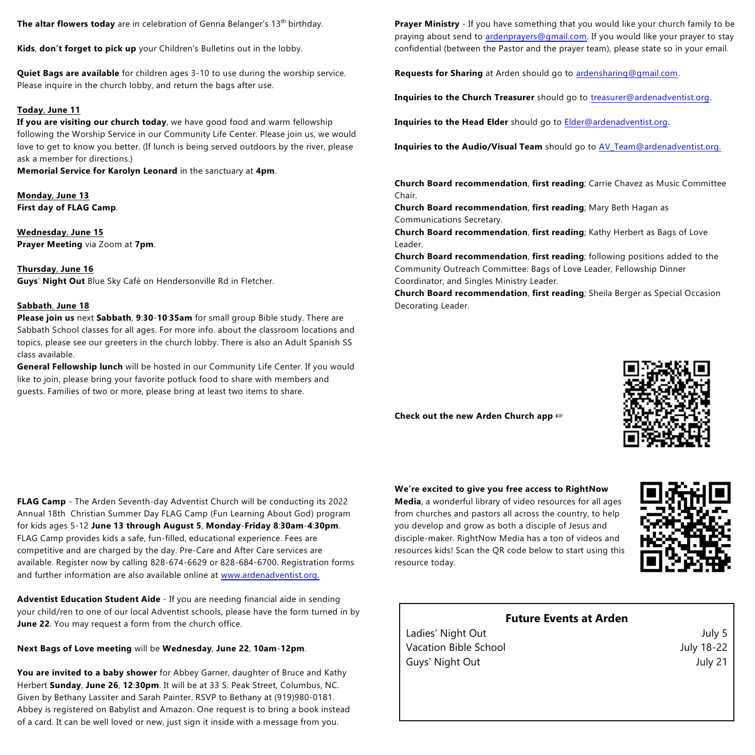**The altar flowers today** are in celebration of Genna Belanger's 13th birthday.

**Kids**, **don't forget to pick up** your Children's Bulletins out in the lobby.

**Quiet Bags are available** for children ages 3-10 to use during the worship service. Please inquire in the church lobby, and return the bags after use.

**Today, June 11**

**If you are visiting our church today**, we have good food and warm fellowship following the Worship Service in our Community Life Center. Please join us, we would love to get to know you better. (If lunch is being served outdoors by the river, please ask a member for directions.)

**Memorial Service for Karolyn Leonard** in the sanctuary at **4pm**.

**Monday, June 13**

**First day of FLAG Camp**.

**Wednesday, June 15**

**Prayer Meeting** via Zoom at **7pm**.

**Thursday, June 16**

**Guys' Night Out** Blue Sky Café on Hendersonville Rd in Fletcher.

**Sabbath, June 18**

**Please join us** next **Sabbath**, **9:30-10:35am** for small group Bible study. There are Sabbath School classes for all ages. For more info. about the classroom locations and topics, please see our greeters in the church lobby. There is also an Adult Spanish SS class available.

**General Fellowship lunch** will be hosted in our Community Life Center. If you would like to join, please bring your favorite potluck food to share with members and guests. Families of two or more, please bring at least two items to share.

**FLAG Camp** - The Arden Seventh-day Adventist Church will be conducting its 2022 Annual 18th Christian Summer Day FLAG Camp (Fun Learning About God) program for kids ages 5-12 **June 13 through August 5**, **Monday-Friday 8:30am-4:30pm**. FLAG Camp provides kids a safe, fun-filled, educational experience. Fees are competitive and are charged by the day. Pre-Care and After Care services are available. Register now by calling 828-674-6629 or 828-684-6700. Registration forms and further information are also available online at www.ardenadventist.org.

**Adventist Education Student Aide** - If you are needing financial aide in sending your child/ren to one of our local Adventist schools, please have the form turned in by **June 22**. You may request a form from the church office.

**Next Bags of Love meeting** will be **Wednesday**, **June 22**, **10am-12pm**.

**You are invited to a baby shower** for Abbey Garner, daughter of Bruce and Kathy Herbert **Sunday**, **June 26**, **12:30pm**. It will be at 33 S. Peak Street, Columbus, NC. Given by Bethany Lassiter and Sarah Painter. RSVP to Bethany at (919)980-0181. Abbey is registered on Babylist and Amazon. One request is to bring a book instead of a card. It can be well loved or new, just sign it inside with a message from you.

**Prayer Ministry** - If you have something that you would like your church family to be praying about send to ardenprayers@gmail.com. If you would like your prayer to stay confidential (between the Pastor and the prayer team), please state so in your email.

**Requests for Sharing** at Arden should go to ardensharing@gmail.com.

**Inquiries to the Church Treasurer** should go to treasurer@ardenadventist.org.

**Inquiries to the Head Elder** should go to Elder@ardenadventist.org.

**Inquiries to the Audio/Visual Team** should go to AV_Team@ardenadventist.org.

**Church Board recommendation**, **first reading**; Carrie Chavez as Music Committee Chair.

**Church Board recommendation**, **first reading**; Mary Beth Hagan as Communications Secretary.

**Church Board recommendation**, **first reading**; Kathy Herbert as Bags of Love Leader.

**Church Board recommendation**, **first reading**; following positions added to the Community Outreach Committee: Bags of Love Leader, Fellowship Dinner Coordinator, and Singles Ministry Leader.

**Church Board recommendation**, **first reading**; Sheila Berger as Special Occasion Decorating Leader.

**Check out the new Arden Church app** ☞

**We're excited to give you free access to RightNow Media**, a wonderful library of video resources for all ages from churches and pastors all across the country, to help you develop and grow as both a disciple of Jesus and disciple-maker. RightNow Media has a ton of videos and resources kids! Scan the QR code below to start using this resource today.

## Future Events at Arden

| | |
|---|---|
| Ladies' Night Out | July 5 |
| Vacation Bible School | July 18-22 |
| Guys' Night Out | July 21 |